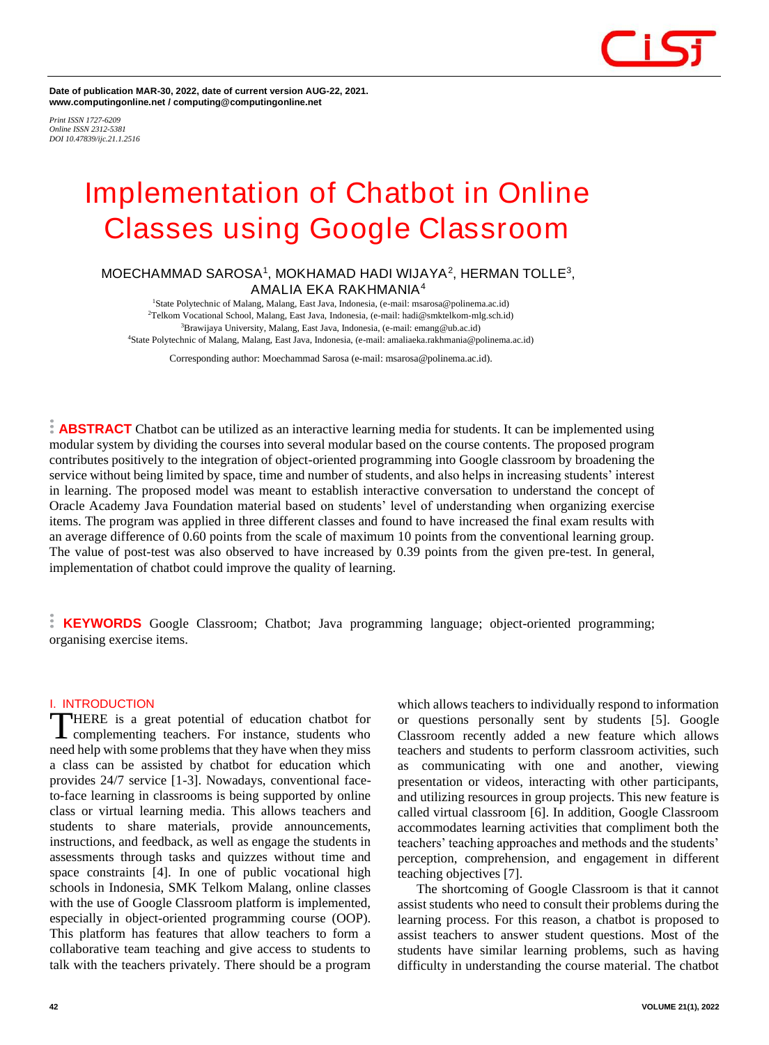Date of publication MAR-30, 2022, date of current version AUG-22, 2021.
www.computingonline.net / computing@computingonline.net

*Print ISSN 1727-6209*
*Online ISSN 2312-5381*
*DOI 10.47839/ijc.21.1.2516*

# Implementation of Chatbot in Online Classes using Google Classroom

MOECHAMMAD SAROSA[1], MOKHAMAD HADI WIJAYA[2], HERMAN TOLLE[3], AMALIA EKA RAKHMANIA[4]

[1]State Polytechnic of Malang, Malang, East Java, Indonesia, (e-mail: msarosa@polinema.ac.id)
[2]Telkom Vocational School, Malang, East Java, Indonesia, (e-mail: hadi@smktelkom-mlg.sch.id)
[3]Brawijaya University, Malang, East Java, Indonesia, (e-mail: emang@ub.ac.id)
[4]State Polytechnic of Malang, Malang, East Java, Indonesia, (e-mail: amaliaeka.rakhmania@polinema.ac.id)

Corresponding author: Moechammad Sarosa (e-mail: msarosa@polinema.ac.id).

**ABSTRACT** Chatbot can be utilized as an interactive learning media for students. It can be implemented using modular system by dividing the courses into several modular based on the course contents. The proposed program contributes positively to the integration of object-oriented programming into Google classroom by broadening the service without being limited by space, time and number of students, and also helps in increasing students' interest in learning. The proposed model was meant to establish interactive conversation to understand the concept of Oracle Academy Java Foundation material based on students' level of understanding when organizing exercise items. The program was applied in three different classes and found to have increased the final exam results with an average difference of 0.60 points from the scale of maximum 10 points from the conventional learning group. The value of post-test was also observed to have increased by 0.39 points from the given pre-test. In general, implementation of chatbot could improve the quality of learning.

**KEYWORDS** Google Classroom; Chatbot; Java programming language; object-oriented programming; organising exercise items.

## I. INTRODUCTION

THERE is a great potential of education chatbot for complementing teachers. For instance, students who need help with some problems that they have when they miss a class can be assisted by chatbot for education which provides 24/7 service [1-3]. Nowadays, conventional face-to-face learning in classrooms is being supported by online class or virtual learning media. This allows teachers and students to share materials, provide announcements, instructions, and feedback, as well as engage the students in assessments through tasks and quizzes without time and space constraints [4]. In one of public vocational high schools in Indonesia, SMK Telkom Malang, online classes with the use of Google Classroom platform is implemented, especially in object-oriented programming course (OOP). This platform has features that allow teachers to form a collaborative team teaching and give access to students to talk with the teachers privately. There should be a program which allows teachers to individually respond to information or questions personally sent by students [5]. Google Classroom recently added a new feature which allows teachers and students to perform classroom activities, such as communicating with one and another, viewing presentation or videos, interacting with other participants, and utilizing resources in group projects. This new feature is called virtual classroom [6]. In addition, Google Classroom accommodates learning activities that compliment both the teachers' teaching approaches and methods and the students' perception, comprehension, and engagement in different teaching objectives [7].

The shortcoming of Google Classroom is that it cannot assist students who need to consult their problems during the learning process. For this reason, a chatbot is proposed to assist teachers to answer student questions. Most of the students have similar learning problems, such as having difficulty in understanding the course material. The chatbot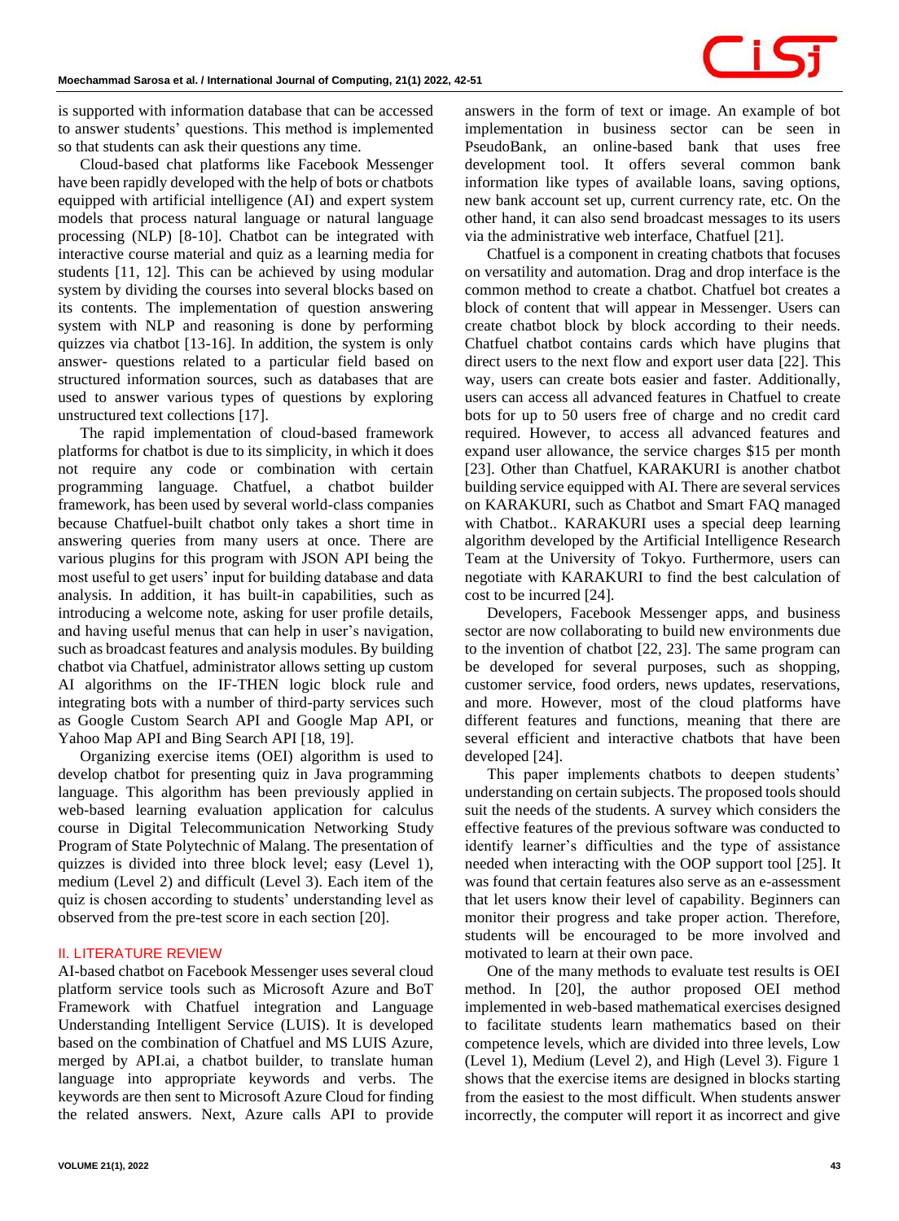is supported with information database that can be accessed to answer students' questions. This method is implemented so that students can ask their questions any time.

Cloud-based chat platforms like Facebook Messenger have been rapidly developed with the help of bots or chatbots equipped with artificial intelligence (AI) and expert system models that process natural language or natural language processing (NLP) [8-10]. Chatbot can be integrated with interactive course material and quiz as a learning media for students [11, 12]. This can be achieved by using modular system by dividing the courses into several blocks based on its contents. The implementation of question answering system with NLP and reasoning is done by performing quizzes via chatbot [13-16]. In addition, the system is only answer- questions related to a particular field based on structured information sources, such as databases that are used to answer various types of questions by exploring unstructured text collections [17].

The rapid implementation of cloud-based framework platforms for chatbot is due to its simplicity, in which it does not require any code or combination with certain programming language. Chatfuel, a chatbot builder framework, has been used by several world-class companies because Chatfuel-built chatbot only takes a short time in answering queries from many users at once. There are various plugins for this program with JSON API being the most useful to get users' input for building database and data analysis. In addition, it has built-in capabilities, such as introducing a welcome note, asking for user profile details, and having useful menus that can help in user's navigation, such as broadcast features and analysis modules. By building chatbot via Chatfuel, administrator allows setting up custom AI algorithms on the IF-THEN logic block rule and integrating bots with a number of third-party services such as Google Custom Search API and Google Map API, or Yahoo Map API and Bing Search API [18, 19].

Organizing exercise items (OEI) algorithm is used to develop chatbot for presenting quiz in Java programming language. This algorithm has been previously applied in web-based learning evaluation application for calculus course in Digital Telecommunication Networking Study Program of State Polytechnic of Malang. The presentation of quizzes is divided into three block level; easy (Level 1), medium (Level 2) and difficult (Level 3). Each item of the quiz is chosen according to students' understanding level as observed from the pre-test score in each section [20].

## II. LITERATURE REVIEW

AI-based chatbot on Facebook Messenger uses several cloud platform service tools such as Microsoft Azure and BoT Framework with Chatfuel integration and Language Understanding Intelligent Service (LUIS). It is developed based on the combination of Chatfuel and MS LUIS Azure, merged by API.ai, a chatbot builder, to translate human language into appropriate keywords and verbs. The keywords are then sent to Microsoft Azure Cloud for finding the related answers. Next, Azure calls API to provide answers in the form of text or image. An example of bot implementation in business sector can be seen in PseudoBank, an online-based bank that uses free development tool. It offers several common bank information like types of available loans, saving options, new bank account set up, current currency rate, etc. On the other hand, it can also send broadcast messages to its users via the administrative web interface, Chatfuel [21].

Chatfuel is a component in creating chatbots that focuses on versatility and automation. Drag and drop interface is the common method to create a chatbot. Chatfuel bot creates a block of content that will appear in Messenger. Users can create chatbot block by block according to their needs. Chatfuel chatbot contains cards which have plugins that direct users to the next flow and export user data [22]. This way, users can create bots easier and faster. Additionally, users can access all advanced features in Chatfuel to create bots for up to 50 users free of charge and no credit card required. However, to access all advanced features and expand user allowance, the service charges $15 per month [23]. Other than Chatfuel, KARAKURI is another chatbot building service equipped with AI. There are several services on KARAKURI, such as Chatbot and Smart FAQ managed with Chatbot.. KARAKURI uses a special deep learning algorithm developed by the Artificial Intelligence Research Team at the University of Tokyo. Furthermore, users can negotiate with KARAKURI to find the best calculation of cost to be incurred [24].

Developers, Facebook Messenger apps, and business sector are now collaborating to build new environments due to the invention of chatbot [22, 23]. The same program can be developed for several purposes, such as shopping, customer service, food orders, news updates, reservations, and more. However, most of the cloud platforms have different features and functions, meaning that there are several efficient and interactive chatbots that have been developed [24].

This paper implements chatbots to deepen students' understanding on certain subjects. The proposed tools should suit the needs of the students. A survey which considers the effective features of the previous software was conducted to identify learner's difficulties and the type of assistance needed when interacting with the OOP support tool [25]. It was found that certain features also serve as an e-assessment that let users know their level of capability. Beginners can monitor their progress and take proper action. Therefore, students will be encouraged to be more involved and motivated to learn at their own pace.

One of the many methods to evaluate test results is OEI method. In [20], the author proposed OEI method implemented in web-based mathematical exercises designed to facilitate students learn mathematics based on their competence levels, which are divided into three levels, Low (Level 1), Medium (Level 2), and High (Level 3). Figure 1 shows that the exercise items are designed in blocks starting from the easiest to the most difficult. When students answer incorrectly, the computer will report it as incorrect and give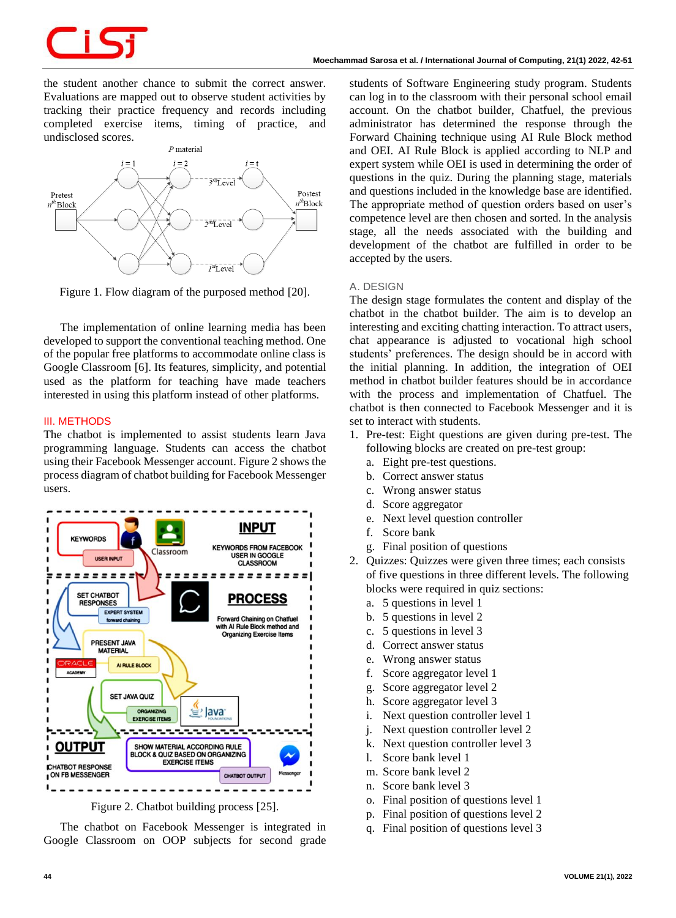the student another chance to submit the correct answer. Evaluations are mapped out to observe student activities by tracking their practice frequency and records including completed exercise items, timing of practice, and undisclosed scores.

Figure 1. Flow diagram of the purposed method [20].

The implementation of online learning media has been developed to support the conventional teaching method. One of the popular free platforms to accommodate online class is Google Classroom [6]. Its features, simplicity, and potential used as the platform for teaching have made teachers interested in using this platform instead of other platforms.

## III. METHODS

The chatbot is implemented to assist students learn Java programming language. Students can access the chatbot using their Facebook Messenger account. Figure 2 shows the process diagram of chatbot building for Facebook Messenger users.

Figure 2. Chatbot building process [25].

The chatbot on Facebook Messenger is integrated in Google Classroom on OOP subjects for second grade students of Software Engineering study program. Students can log in to the classroom with their personal school email account. On the chatbot builder, Chatfuel, the previous administrator has determined the response through the Forward Chaining technique using AI Rule Block method and OEI. AI Rule Block is applied according to NLP and expert system while OEI is used in determining the order of questions in the quiz. During the planning stage, materials and questions included in the knowledge base are identified. The appropriate method of question orders based on user's competence level are then chosen and sorted. In the analysis stage, all the needs associated with the building and development of the chatbot are fulfilled in order to be accepted by the users.

### A. DESIGN

The design stage formulates the content and display of the chatbot in the chatbot builder. The aim is to develop an interesting and exciting chatting interaction. To attract users, chat appearance is adjusted to vocational high school students' preferences. The design should be in accord with the initial planning. In addition, the integration of OEI method in chatbot builder features should be in accordance with the process and implementation of Chatfuel. The chatbot is then connected to Facebook Messenger and it is set to interact with students.

1. Pre-test: Eight questions are given during pre-test. The following blocks are created on pre-test group:
   a. Eight pre-test questions.
   b. Correct answer status
   c. Wrong answer status
   d. Score aggregator
   e. Next level question controller
   f. Score bank
   g. Final position of questions
2. Quizzes: Quizzes were given three times; each consists of five questions in three different levels. The following blocks were required in quiz sections:
   a. 5 questions in level 1
   b. 5 questions in level 2
   c. 5 questions in level 3
   d. Correct answer status
   e. Wrong answer status
   f. Score aggregator level 1
   g. Score aggregator level 2
   h. Score aggregator level 3
   i. Next question controller level 1
   j. Next question controller level 2
   k. Next question controller level 3
   l. Score bank level 1
   m. Score bank level 2
   n. Score bank level 3
   o. Final position of questions level 1
   p. Final position of questions level 2
   q. Final position of questions level 3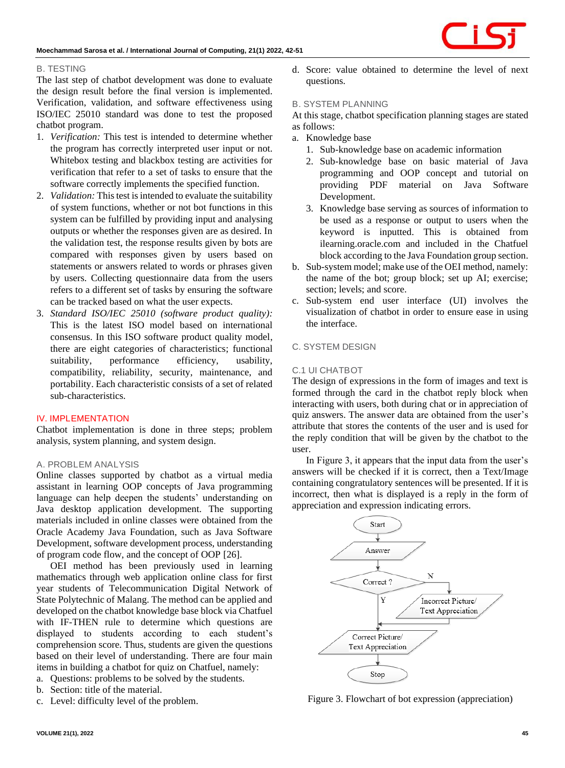### B. TESTING

The last step of chatbot development was done to evaluate the design result before the final version is implemented. Verification, validation, and software effectiveness using ISO/IEC 25010 standard was done to test the proposed chatbot program.

1. *Verification:* This test is intended to determine whether the program has correctly interpreted user input or not. Whitebox testing and blackbox testing are activities for verification that refer to a set of tasks to ensure that the software correctly implements the specified function.
2. *Validation:* This test is intended to evaluate the suitability of system functions, whether or not bot functions in this system can be fulfilled by providing input and analysing outputs or whether the responses given are as desired. In the validation test, the response results given by bots are compared with responses given by users based on statements or answers related to words or phrases given by users. Collecting questionnaire data from the users refers to a different set of tasks by ensuring the software can be tracked based on what the user expects.
3. *Standard ISO/IEC 25010 (software product quality):* This is the latest ISO model based on international consensus. In this ISO software product quality model, there are eight categories of characteristics; functional suitability, performance efficiency, usability, compatibility, reliability, security, maintenance, and portability. Each characteristic consists of a set of related sub-characteristics.

## IV. IMPLEMENTATION

Chatbot implementation is done in three steps; problem analysis, system planning, and system design.

### A. PROBLEM ANALYSIS

Online classes supported by chatbot as a virtual media assistant in learning OOP concepts of Java programming language can help deepen the students' understanding on Java desktop application development. The supporting materials included in online classes were obtained from the Oracle Academy Java Foundation, such as Java Software Development, software development process, understanding of program code flow, and the concept of OOP [26].

OEI method has been previously used in learning mathematics through web application online class for first year students of Telecommunication Digital Network of State Polytechnic of Malang. The method can be applied and developed on the chatbot knowledge base block via Chatfuel with IF-THEN rule to determine which questions are displayed to students according to each student's comprehension score. Thus, students are given the questions based on their level of understanding. There are four main items in building a chatbot for quiz on Chatfuel, namely:

a. Questions: problems to be solved by the students.
b. Section: title of the material.
c. Level: difficulty level of the problem.
d. Score: value obtained to determine the level of next questions.

### B. SYSTEM PLANNING

At this stage, chatbot specification planning stages are stated as follows:

a. Knowledge base
   1. Sub-knowledge base on academic information
   2. Sub-knowledge base on basic material of Java programming and OOP concept and tutorial on providing PDF material on Java Software Development.
   3. Knowledge base serving as sources of information to be used as a response or output to users when the keyword is inputted. This is obtained from ilearning.oracle.com and included in the Chatfuel block according to the Java Foundation group section.
b. Sub-system model; make use of the OEI method, namely: the name of the bot; group block; set up AI; exercise; section; levels; and score.
c. Sub-system end user interface (UI) involves the visualization of chatbot in order to ensure ease in using the interface.

### C. SYSTEM DESIGN

#### C.1 UI CHATBOT

The design of expressions in the form of images and text is formed through the card in the chatbot reply block when interacting with users, both during chat or in appreciation of quiz answers. The answer data are obtained from the user's attribute that stores the contents of the user and is used for the reply condition that will be given by the chatbot to the user.

In Figure 3, it appears that the input data from the user's answers will be checked if it is correct, then a Text/Image containing congratulatory sentences will be presented. If it is incorrect, then what is displayed is a reply in the form of appreciation and expression indicating errors.

Figure 3. Flowchart of bot expression (appreciation)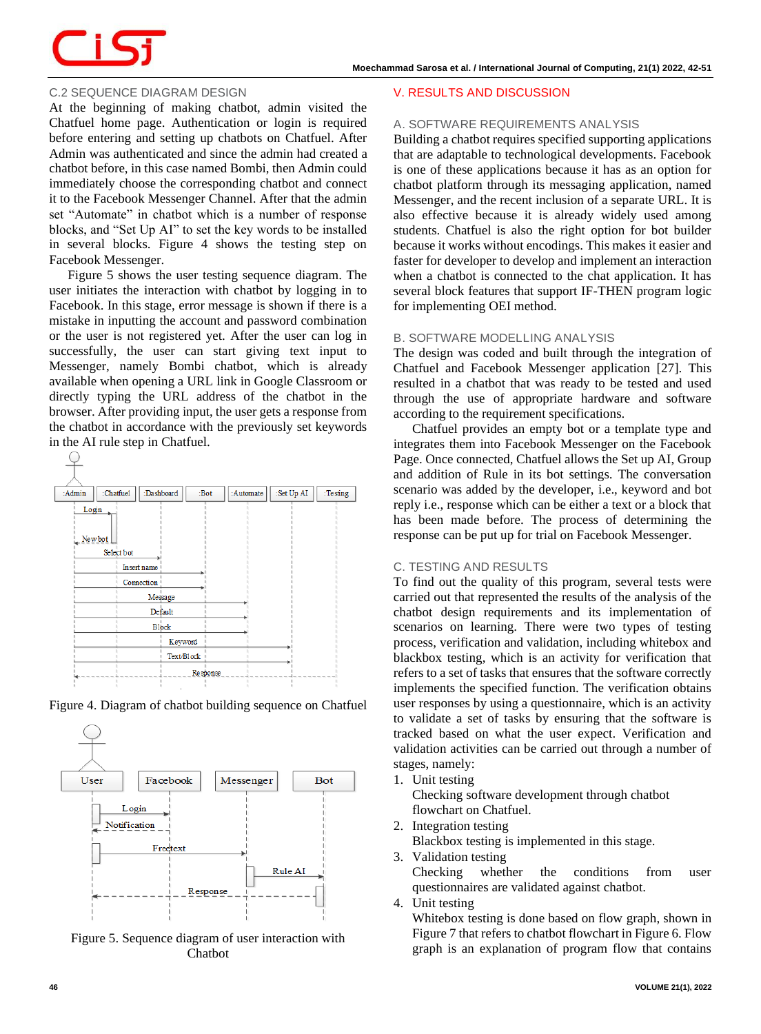### C.2 SEQUENCE DIAGRAM DESIGN

At the beginning of making chatbot, admin visited the Chatfuel home page. Authentication or login is required before entering and setting up chatbots on Chatfuel. After Admin was authenticated and since the admin had created a chatbot before, in this case named Bombi, then Admin could immediately choose the corresponding chatbot and connect it to the Facebook Messenger Channel. After that the admin set "Automate" in chatbot which is a number of response blocks, and "Set Up AI" to set the key words to be installed in several blocks. Figure 4 shows the testing step on Facebook Messenger.

Figure 5 shows the user testing sequence diagram. The user initiates the interaction with chatbot by logging in to Facebook. In this stage, error message is shown if there is a mistake in inputting the account and password combination or the user is not registered yet. After the user can log in successfully, the user can start giving text input to Messenger, namely Bombi chatbot, which is already available when opening a URL link in Google Classroom or directly typing the URL address of the chatbot in the browser. After providing input, the user gets a response from the chatbot in accordance with the previously set keywords in the AI rule step in Chatfuel.

Figure 4. Diagram of chatbot building sequence on Chatfuel

Figure 5. Sequence diagram of user interaction with Chatbot

## V. RESULTS AND DISCUSSION

### A. SOFTWARE REQUIREMENTS ANALYSIS

Building a chatbot requires specified supporting applications that are adaptable to technological developments. Facebook is one of these applications because it has as an option for chatbot platform through its messaging application, named Messenger, and the recent inclusion of a separate URL. It is also effective because it is already widely used among students. Chatfuel is also the right option for bot builder because it works without encodings. This makes it easier and faster for developer to develop and implement an interaction when a chatbot is connected to the chat application. It has several block features that support IF-THEN program logic for implementing OEI method.

### B. SOFTWARE MODELLING ANALYSIS

The design was coded and built through the integration of Chatfuel and Facebook Messenger application [27]. This resulted in a chatbot that was ready to be tested and used through the use of appropriate hardware and software according to the requirement specifications.

Chatfuel provides an empty bot or a template type and integrates them into Facebook Messenger on the Facebook Page. Once connected, Chatfuel allows the Set up AI, Group and addition of Rule in its bot settings. The conversation scenario was added by the developer, i.e., keyword and bot reply i.e., response which can be either a text or a block that has been made before. The process of determining the response can be put up for trial on Facebook Messenger.

### C. TESTING AND RESULTS

To find out the quality of this program, several tests were carried out that represented the results of the analysis of the chatbot design requirements and its implementation of scenarios on learning. There were two types of testing process, verification and validation, including whitebox and blackbox testing, which is an activity for verification that refers to a set of tasks that ensures that the software correctly implements the specified function. The verification obtains user responses by using a questionnaire, which is an activity to validate a set of tasks by ensuring that the software is tracked based on what the user expect. Verification and validation activities can be carried out through a number of stages, namely:

1. Unit testing
   Checking software development through chatbot flowchart on Chatfuel.
2. Integration testing
   Blackbox testing is implemented in this stage.
3. Validation testing
   Checking whether the conditions from user questionnaires are validated against chatbot.
4. Unit testing
   Whitebox testing is done based on flow graph, shown in Figure 7 that refers to chatbot flowchart in Figure 6. Flow graph is an explanation of program flow that contains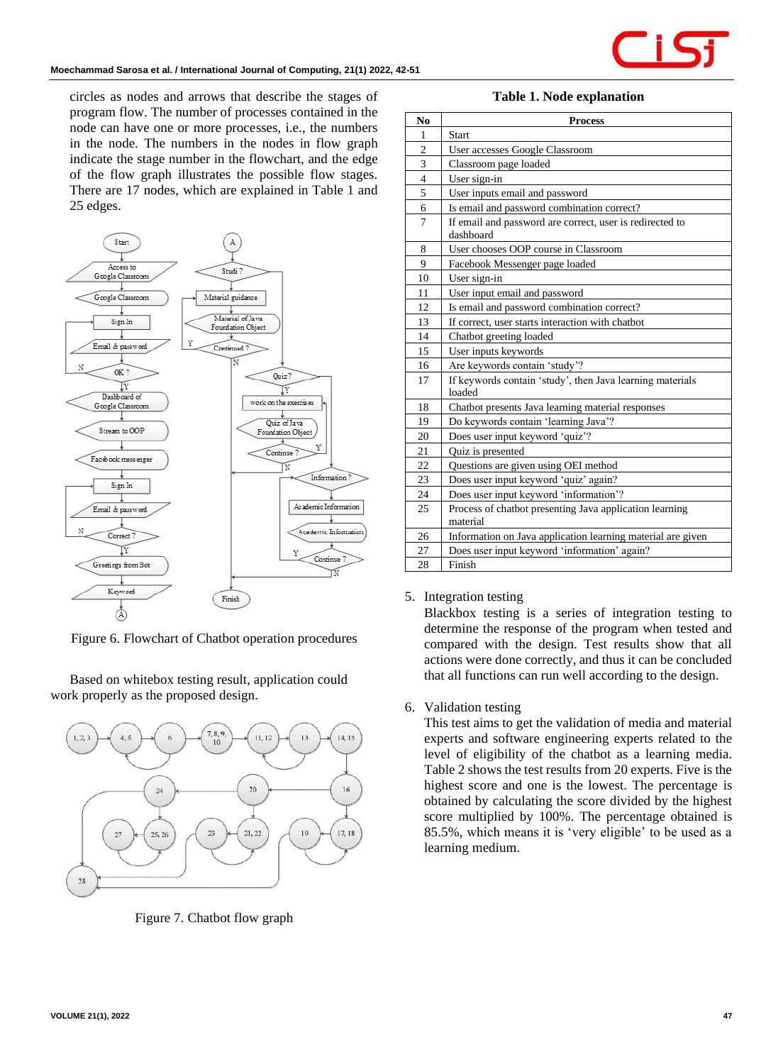circles as nodes and arrows that describe the stages of program flow. The number of processes contained in the node can have one or more processes, i.e., the numbers in the node. The numbers in the nodes in flow graph indicate the stage number in the flowchart, and the edge of the flow graph illustrates the possible flow stages. There are 17 nodes, which are explained in Table 1 and 25 edges.

Figure 6. Flowchart of Chatbot operation procedures

Based on whitebox testing result, application could work properly as the proposed design.

Figure 7. Chatbot flow graph

**Table 1. Node explanation**

| No | Process |
|---|---|
| 1 | Start |
| 2 | User accesses Google Classroom |
| 3 | Classroom page loaded |
| 4 | User sign-in |
| 5 | User inputs email and password |
| 6 | Is email and password combination correct? |
| 7 | If email and password are correct, user is redirected to dashboard |
| 8 | User chooses OOP course in Classroom |
| 9 | Facebook Messenger page loaded |
| 10 | User sign-in |
| 11 | User input email and password |
| 12 | Is email and password combination correct? |
| 13 | If correct, user starts interaction with chatbot |
| 14 | Chatbot greeting loaded |
| 15 | User inputs keywords |
| 16 | Are keywords contain 'study'? |
| 17 | If keywords contain 'study', then Java learning materials loaded |
| 18 | Chatbot presents Java learning material responses |
| 19 | Do keywords contain 'learning Java'? |
| 20 | Does user input keyword 'quiz'? |
| 21 | Quiz is presented |
| 22 | Questions are given using OEI method |
| 23 | Does user input keyword 'quiz' again? |
| 24 | Does user input keyword 'information'? |
| 25 | Process of chatbot presenting Java application learning material |
| 26 | Information on Java application learning material are given |
| 27 | Does user input keyword 'information' again? |
| 28 | Finish |

5. Integration testing

   Blackbox testing is a series of integration testing to determine the response of the program when tested and compared with the design. Test results show that all actions were done correctly, and thus it can be concluded that all functions can run well according to the design.

6. Validation testing

   This test aims to get the validation of media and material experts and software engineering experts related to the level of eligibility of the chatbot as a learning media. Table 2 shows the test results from 20 experts. Five is the highest score and one is the lowest. The percentage is obtained by calculating the score divided by the highest score multiplied by 100%. The percentage obtained is 85.5%, which means it is 'very eligible' to be used as a learning medium.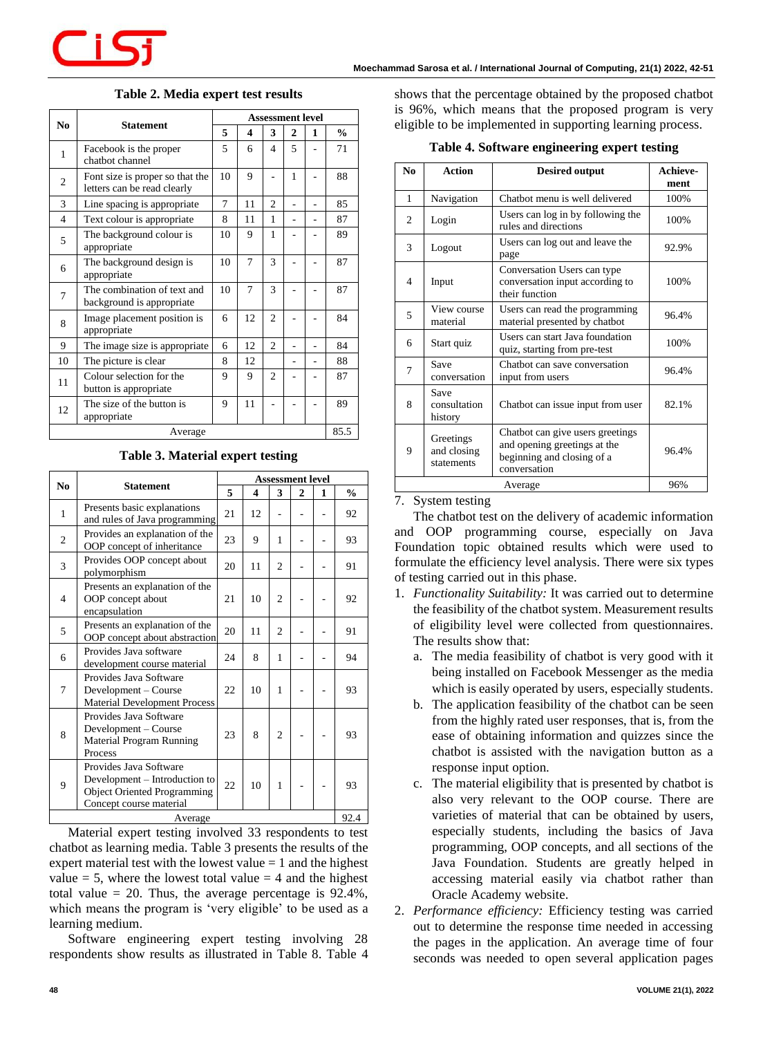**Table 2. Media expert test results**

| No | Statement | Assessment level | | | | | |
|---|---|---|---|---|---|---|---|
| | | 5 | 4 | 3 | 2 | 1 | % |
| 1 | Facebook is the proper chatbot channel | 5 | 6 | 4 | 5 | - | 71 |
| 2 | Font size is proper so that the letters can be read clearly | 10 | 9 | - | 1 | - | 88 |
| 3 | Line spacing is appropriate | 7 | 11 | 2 | - | - | 85 |
| 4 | Text colour is appropriate | 8 | 11 | 1 | - | - | 87 |
| 5 | The background colour is appropriate | 10 | 9 | 1 | - | - | 89 |
| 6 | The background design is appropriate | 10 | 7 | 3 | - | - | 87 |
| 7 | The combination of text and background is appropriate | 10 | 7 | 3 | - | - | 87 |
| 8 | Image placement position is appropriate | 6 | 12 | 2 | - | - | 84 |
| 9 | The image size is appropriate | 6 | 12 | 2 | - | - | 84 |
| 10 | The picture is clear | 8 | 12 | | - | - | 88 |
| 11 | Colour selection for the button is appropriate | 9 | 9 | 2 | - | - | 87 |
| 12 | The size of the button is appropriate | 9 | 11 | - | - | - | 89 |
| Average | | | | | | | 85.5 |

**Table 3. Material expert testing**

| No | Statement | Assessment level | | | | | |
|---|---|---|---|---|---|---|---|
| | | 5 | 4 | 3 | 2 | 1 | % |
| 1 | Presents basic explanations and rules of Java programming | 21 | 12 | - | - | - | 92 |
| 2 | Provides an explanation of the OOP concept of inheritance | 23 | 9 | 1 | - | - | 93 |
| 3 | Provides OOP concept about polymorphism | 20 | 11 | 2 | - | - | 91 |
| 4 | Presents an explanation of the OOP concept about encapsulation | 21 | 10 | 2 | - | - | 92 |
| 5 | Presents an explanation of the OOP concept about abstraction | 20 | 11 | 2 | - | - | 91 |
| 6 | Provides Java software development course material | 24 | 8 | 1 | - | - | 94 |
| 7 | Provides Java Software Development – Course Material Development Process | 22 | 10 | 1 | - | - | 93 |
| 8 | Provides Java Software Development – Course Material Program Running Process | 23 | 8 | 2 | - | - | 93 |
| 9 | Provides Java Software Development – Introduction to Object Oriented Programming Concept course material | 22 | 10 | 1 | - | - | 93 |
| Average | | | | | | | 92.4 |

Material expert testing involved 33 respondents to test chatbot as learning media. Table 3 presents the results of the expert material test with the lowest value = 1 and the highest value = 5, where the lowest total value = 4 and the highest total value = 20. Thus, the average percentage is 92.4%, which means the program is 'very eligible' to be used as a learning medium.

Software engineering expert testing involving 28 respondents show results as illustrated in Table 8. Table 4 shows that the percentage obtained by the proposed chatbot is 96%, which means that the proposed program is very eligible to be implemented in supporting learning process.

**Table 4. Software engineering expert testing**

| No | Action | Desired output | Achieve-ment |
|---|---|---|---|
| 1 | Navigation | Chatbot menu is well delivered | 100% |
| 2 | Login | Users can log in by following the rules and directions | 100% |
| 3 | Logout | Users can log out and leave the page | 92.9% |
| 4 | Input | Conversation Users can type conversation input according to their function | 100% |
| 5 | View course material | Users can read the programming material presented by chatbot | 96.4% |
| 6 | Start quiz | Users can start Java foundation quiz, starting from pre-test | 100% |
| 7 | Save conversation | Chatbot can save conversation input from users | 96.4% |
| 8 | Save consultation history | Chatbot can issue input from user | 82.1% |
| 9 | Greetings and closing statements | Chatbot can give users greetings and opening greetings at the beginning and closing of a conversation | 96.4% |
| Average | | | 96% |

7. System testing

The chatbot test on the delivery of academic information and OOP programming course, especially on Java Foundation topic obtained results which were used to formulate the efficiency level analysis. There were six types of testing carried out in this phase.

1. *Functionality Suitability:* It was carried out to determine the feasibility of the chatbot system. Measurement results of eligibility level were collected from questionnaires. The results show that:
   a. The media feasibility of chatbot is very good with it being installed on Facebook Messenger as the media which is easily operated by users, especially students.
   b. The application feasibility of the chatbot can be seen from the highly rated user responses, that is, from the ease of obtaining information and quizzes since the chatbot is assisted with the navigation button as a response input option.
   c. The material eligibility that is presented by chatbot is also very relevant to the OOP course. There are varieties of material that can be obtained by users, especially students, including the basics of Java programming, OOP concepts, and all sections of the Java Foundation. Students are greatly helped in accessing material easily via chatbot rather than Oracle Academy website.
2. *Performance efficiency:* Efficiency testing was carried out to determine the response time needed in accessing the pages in the application. An average time of four seconds was needed to open several application pages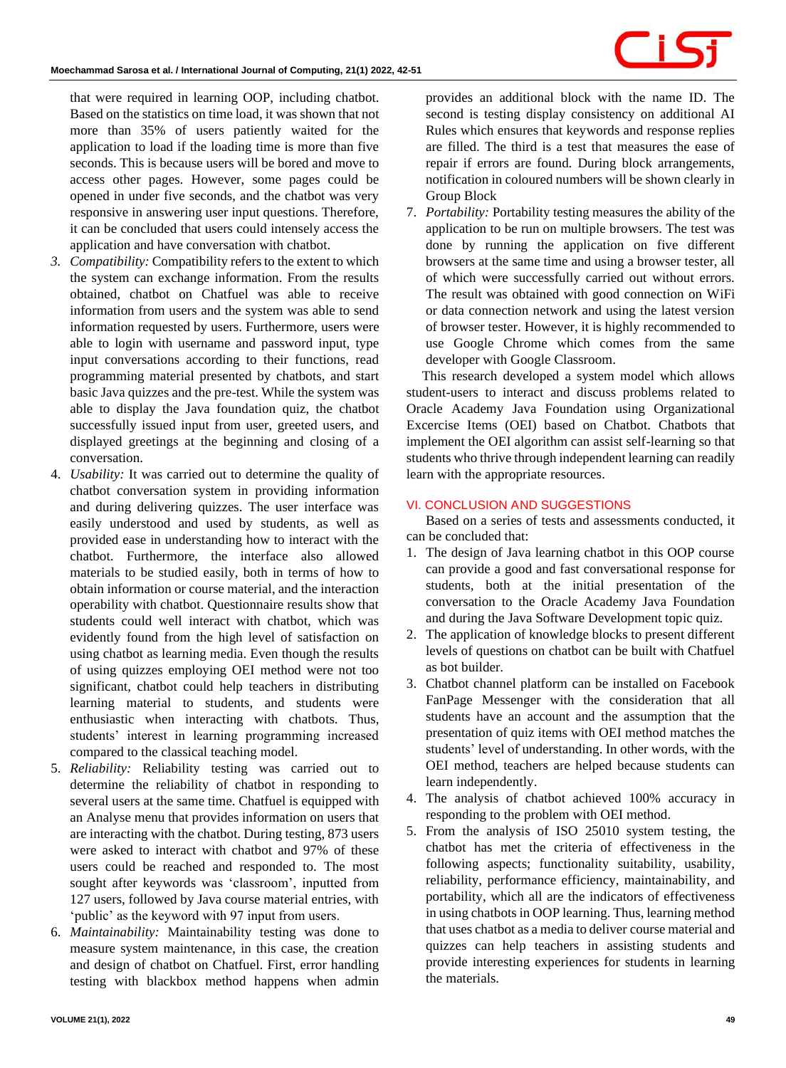that were required in learning OOP, including chatbot. Based on the statistics on time load, it was shown that not more than 35% of users patiently waited for the application to load if the loading time is more than five seconds. This is because users will be bored and move to access other pages. However, some pages could be opened in under five seconds, and the chatbot was very responsive in answering user input questions. Therefore, it can be concluded that users could intensely access the application and have conversation with chatbot.

3. *Compatibility:* Compatibility refers to the extent to which the system can exchange information. From the results obtained, chatbot on Chatfuel was able to receive information from users and the system was able to send information requested by users. Furthermore, users were able to login with username and password input, type input conversations according to their functions, read programming material presented by chatbots, and start basic Java quizzes and the pre-test. While the system was able to display the Java foundation quiz, the chatbot successfully issued input from user, greeted users, and displayed greetings at the beginning and closing of a conversation.
4. *Usability:* It was carried out to determine the quality of chatbot conversation system in providing information and during delivering quizzes. The user interface was easily understood and used by students, as well as provided ease in understanding how to interact with the chatbot. Furthermore, the interface also allowed materials to be studied easily, both in terms of how to obtain information or course material, and the interaction operability with chatbot. Questionnaire results show that students could well interact with chatbot, which was evidently found from the high level of satisfaction on using chatbot as learning media. Even though the results of using quizzes employing OEI method were not too significant, chatbot could help teachers in distributing learning material to students, and students were enthusiastic when interacting with chatbots. Thus, students' interest in learning programming increased compared to the classical teaching model.
5. *Reliability:* Reliability testing was carried out to determine the reliability of chatbot in responding to several users at the same time. Chatfuel is equipped with an Analyse menu that provides information on users that are interacting with the chatbot. During testing, 873 users were asked to interact with chatbot and 97% of these users could be reached and responded to. The most sought after keywords was 'classroom', inputted from 127 users, followed by Java course material entries, with 'public' as the keyword with 97 input from users.
6. *Maintainability:* Maintainability testing was done to measure system maintenance, in this case, the creation and design of chatbot on Chatfuel. First, error handling testing with blackbox method happens when admin provides an additional block with the name ID. The second is testing display consistency on additional AI Rules which ensures that keywords and response replies are filled. The third is a test that measures the ease of repair if errors are found. During block arrangements, notification in coloured numbers will be shown clearly in Group Block
7. *Portability:* Portability testing measures the ability of the application to be run on multiple browsers. The test was done by running the application on five different browsers at the same time and using a browser tester, all of which were successfully carried out without errors. The result was obtained with good connection on WiFi or data connection network and using the latest version of browser tester. However, it is highly recommended to use Google Chrome which comes from the same developer with Google Classroom.

This research developed a system model which allows student-users to interact and discuss problems related to Oracle Academy Java Foundation using Organizational Excercise Items (OEI) based on Chatbot. Chatbots that implement the OEI algorithm can assist self-learning so that students who thrive through independent learning can readily learn with the appropriate resources.

## VI. CONCLUSION AND SUGGESTIONS

Based on a series of tests and assessments conducted, it can be concluded that:

1. The design of Java learning chatbot in this OOP course can provide a good and fast conversational response for students, both at the initial presentation of the conversation to the Oracle Academy Java Foundation and during the Java Software Development topic quiz.
2. The application of knowledge blocks to present different levels of questions on chatbot can be built with Chatfuel as bot builder.
3. Chatbot channel platform can be installed on Facebook FanPage Messenger with the consideration that all students have an account and the assumption that the presentation of quiz items with OEI method matches the students' level of understanding. In other words, with the OEI method, teachers are helped because students can learn independently.
4. The analysis of chatbot achieved 100% accuracy in responding to the problem with OEI method.
5. From the analysis of ISO 25010 system testing, the chatbot has met the criteria of effectiveness in the following aspects; functionality suitability, usability, reliability, performance efficiency, maintainability, and portability, which all are the indicators of effectiveness in using chatbots in OOP learning. Thus, learning method that uses chatbot as a media to deliver course material and quizzes can help teachers in assisting students and provide interesting experiences for students in learning the materials.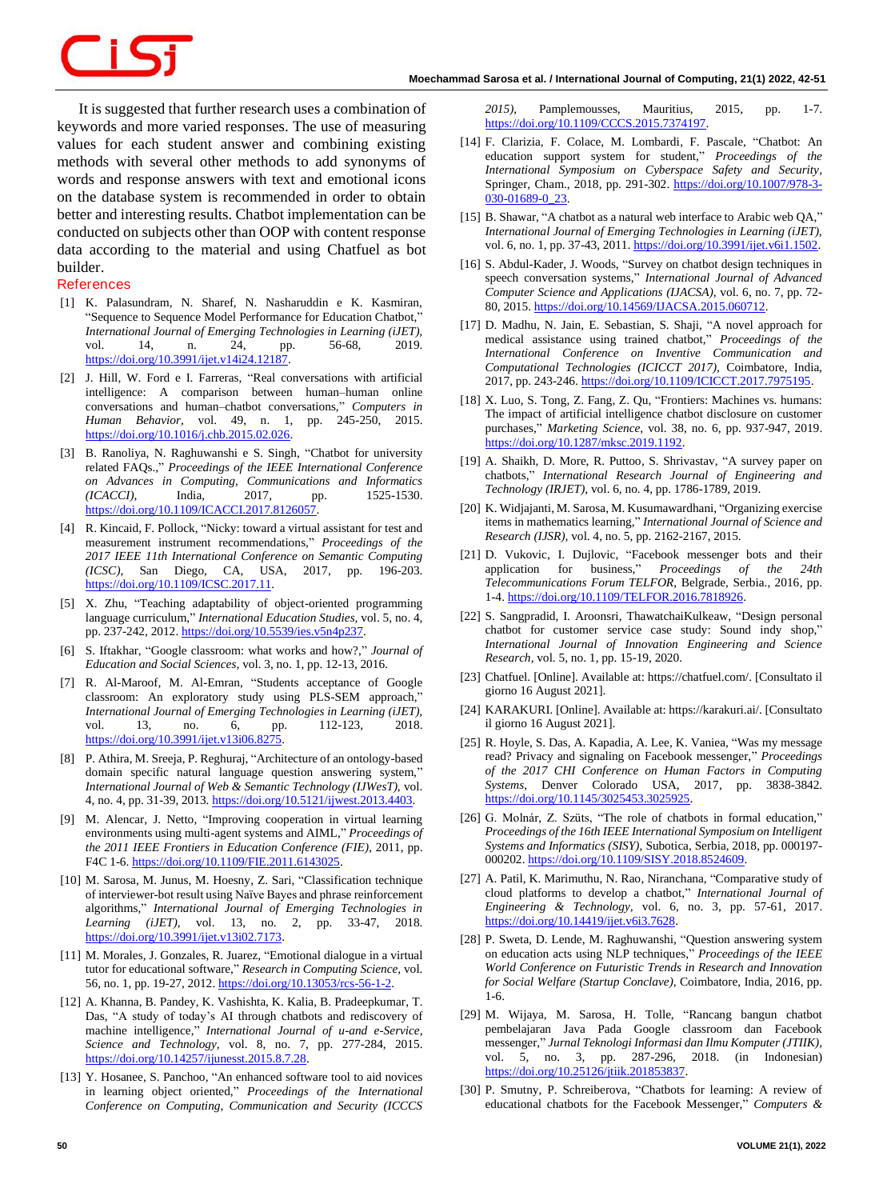It is suggested that further research uses a combination of keywords and more varied responses. The use of measuring values for each student answer and combining existing methods with several other methods to add synonyms of words and response answers with text and emotional icons on the database system is recommended in order to obtain better and interesting results. Chatbot implementation can be conducted on subjects other than OOP with content response data according to the material and using Chatfuel as bot builder.

## References

[1] K. Palasundram, N. Sharef, N. Nasharuddin e K. Kasmiran, "Sequence to Sequence Model Performance for Education Chatbot," *International Journal of Emerging Technologies in Learning (iJET)*, vol. 14, n. 24, pp. 56-68, 2019. https://doi.org/10.3991/ijet.v14i24.12187.

[2] J. Hill, W. Ford e I. Farreras, "Real conversations with artificial intelligence: A comparison between human–human online conversations and human–chatbot conversations," *Computers in Human Behavior*, vol. 49, n. 1, pp. 245-250, 2015. https://doi.org/10.1016/j.chb.2015.02.026.

[3] B. Ranoliya, N. Raghuwanshi e S. Singh, "Chatbot for university related FAQs.," *Proceedings of the IEEE International Conference on Advances in Computing, Communications and Informatics (ICACCI)*, India, 2017, pp. 1525-1530. https://doi.org/10.1109/ICACCI.2017.8126057.

[4] R. Kincaid, F. Pollock, "Nicky: toward a virtual assistant for test and measurement instrument recommendations," *Proceedings of the 2017 IEEE 11th International Conference on Semantic Computing (ICSC)*, San Diego, CA, USA, 2017, pp. 196-203. https://doi.org/10.1109/ICSC.2017.11.

[5] X. Zhu, "Teaching adaptability of object-oriented programming language curriculum," *International Education Studies*, vol. 5, no. 4, pp. 237-242, 2012. https://doi.org/10.5539/ies.v5n4p237.

[6] S. Iftakhar, "Google classroom: what works and how?," *Journal of Education and Social Sciences*, vol. 3, no. 1, pp. 12-13, 2016.

[7] R. Al-Maroof, M. Al-Emran, "Students acceptance of Google classroom: An exploratory study using PLS-SEM approach," *International Journal of Emerging Technologies in Learning (iJET)*, vol. 13, no. 6, pp. 112-123, 2018. https://doi.org/10.3991/ijet.v13i06.8275.

[8] P. Athira, M. Sreeja, P. Reghuraj, "Architecture of an ontology-based domain specific natural language question answering system," *International Journal of Web & Semantic Technology (IJWesT)*, vol. 4, no. 4, pp. 31-39, 2013. https://doi.org/10.5121/ijwest.2013.4403.

[9] M. Alencar, J. Netto, "Improving cooperation in virtual learning environments using multi-agent systems and AIML," *Proceedings of the 2011 IEEE Frontiers in Education Conference (FIE)*, 2011, pp. F4C 1-6. https://doi.org/10.1109/FIE.2011.6143025.

[10] M. Sarosa, M. Junus, M. Hoesny, Z. Sari, "Classification technique of interviewer-bot result using Naïve Bayes and phrase reinforcement algorithms," *International Journal of Emerging Technologies in Learning (iJET)*, vol. 13, no. 2, pp. 33-47, 2018. https://doi.org/10.3991/ijet.v13i02.7173.

[11] M. Morales, J. Gonzales, R. Juarez, "Emotional dialogue in a virtual tutor for educational software," *Research in Computing Science*, vol. 56, no. 1, pp. 19-27, 2012. https://doi.org/10.13053/rcs-56-1-2.

[12] A. Khanna, B. Pandey, K. Vashishta, K. Kalia, B. Pradeepkumar, T. Das, "A study of today's AI through chatbots and rediscovery of machine intelligence," *International Journal of u-and e-Service, Science and Technology*, vol. 8, no. 7, pp. 277-284, 2015. https://doi.org/10.14257/ijunesst.2015.8.7.28.

[13] Y. Hosanee, S. Panchoo, "An enhanced software tool to aid novices in learning object oriented," *Proceedings of the International Conference on Computing, Communication and Security (ICCCS 2015)*, Pamplemousses, Mauritius, 2015, pp. 1-7. https://doi.org/10.1109/CCCS.2015.7374197.

[14] F. Clarizia, F. Colace, M. Lombardi, F. Pascale, "Chatbot: An education support system for student," *Proceedings of the International Symposium on Cyberspace Safety and Security*, Springer, Cham., 2018, pp. 291-302. https://doi.org/10.1007/978-3-030-01689-0_23.

[15] B. Shawar, "A chatbot as a natural web interface to Arabic web QA," *International Journal of Emerging Technologies in Learning (iJET)*, vol. 6, no. 1, pp. 37-43, 2011. https://doi.org/10.3991/ijet.v6i1.1502.

[16] S. Abdul-Kader, J. Woods, "Survey on chatbot design techniques in speech conversation systems," *International Journal of Advanced Computer Science and Applications (IJACSA)*, vol. 6, no. 7, pp. 72-80, 2015. https://doi.org/10.14569/IJACSA.2015.060712.

[17] D. Madhu, N. Jain, E. Sebastian, S. Shaji, "A novel approach for medical assistance using trained chatbot," *Proceedings of the International Conference on Inventive Communication and Computational Technologies (ICICCT 2017)*, Coimbatore, India, 2017, pp. 243-246. https://doi.org/10.1109/ICICCT.2017.7975195.

[18] X. Luo, S. Tong, Z. Fang, Z. Qu, "Frontiers: Machines vs. humans: The impact of artificial intelligence chatbot disclosure on customer purchases," *Marketing Science*, vol. 38, no. 6, pp. 937-947, 2019. https://doi.org/10.1287/mksc.2019.1192.

[19] A. Shaikh, D. More, R. Puttoo, S. Shrivastav, "A survey paper on chatbots," *International Research Journal of Engineering and Technology (IRJET)*, vol. 6, no. 4, pp. 1786-1789, 2019.

[20] K. Widjajanti, M. Sarosa, M. Kusumawardhani, "Organizing exercise items in mathematics learning," *International Journal of Science and Research (IJSR)*, vol. 4, no. 5, pp. 2162-2167, 2015.

[21] D. Vukovic, I. Dujlovic, "Facebook messenger bots and their application for business," *Proceedings of the 24th Telecommunications Forum TELFOR*, Belgrade, Serbia., 2016, pp. 1-4. https://doi.org/10.1109/TELFOR.2016.7818926.

[22] S. Sangpradid, I. Aroonsri, ThawatchaiKulkeaw, "Design personal chatbot for customer service case study: Sound indy shop," *International Journal of Innovation Engineering and Science Research*, vol. 5, no. 1, pp. 15-19, 2020.

[23] Chatfuel. [Online]. Available at: https://chatfuel.com/. [Consultato il giorno 16 August 2021].

[24] KARAKURI. [Online]. Available at: https://karakuri.ai/. [Consultato il giorno 16 August 2021].

[25] R. Hoyle, S. Das, A. Kapadia, A. Lee, K. Vaniea, "Was my message read? Privacy and signaling on Facebook messenger," *Proceedings of the 2017 CHI Conference on Human Factors in Computing Systems*, Denver Colorado USA, 2017, pp. 3838-3842. https://doi.org/10.1145/3025453.3025925.

[26] G. Molnár, Z. Szüts, "The role of chatbots in formal education," *Proceedings of the 16th IEEE International Symposium on Intelligent Systems and Informatics (SISY)*, Subotica, Serbia, 2018, pp. 000197-000202. https://doi.org/10.1109/SISY.2018.8524609.

[27] A. Patil, K. Marimuthu, N. Rao, Niranchana, "Comparative study of cloud platforms to develop a chatbot," *International Journal of Engineering & Technology*, vol. 6, no. 3, pp. 57-61, 2017. https://doi.org/10.14419/ijet.v6i3.7628.

[28] P. Sweta, D. Lende, M. Raghuwanshi, "Question answering system on education acts using NLP techniques," *Proceedings of the IEEE World Conference on Futuristic Trends in Research and Innovation for Social Welfare (Startup Conclave)*, Coimbatore, India, 2016, pp. 1-6.

[29] M. Wijaya, M. Sarosa, H. Tolle, "Rancang bangun chatbot pembelajaran Java Pada Google classroom dan Facebook messenger," *Jurnal Teknologi Informasi dan Ilmu Komputer (JTIIK)*, vol. 5, no. 3, pp. 287-296, 2018. (in Indonesian) https://doi.org/10.25126/jtiik.201853837.

[30] P. Smutny, P. Schreiberova, "Chatbots for learning: A review of educational chatbots for the Facebook Messenger," *Computers &*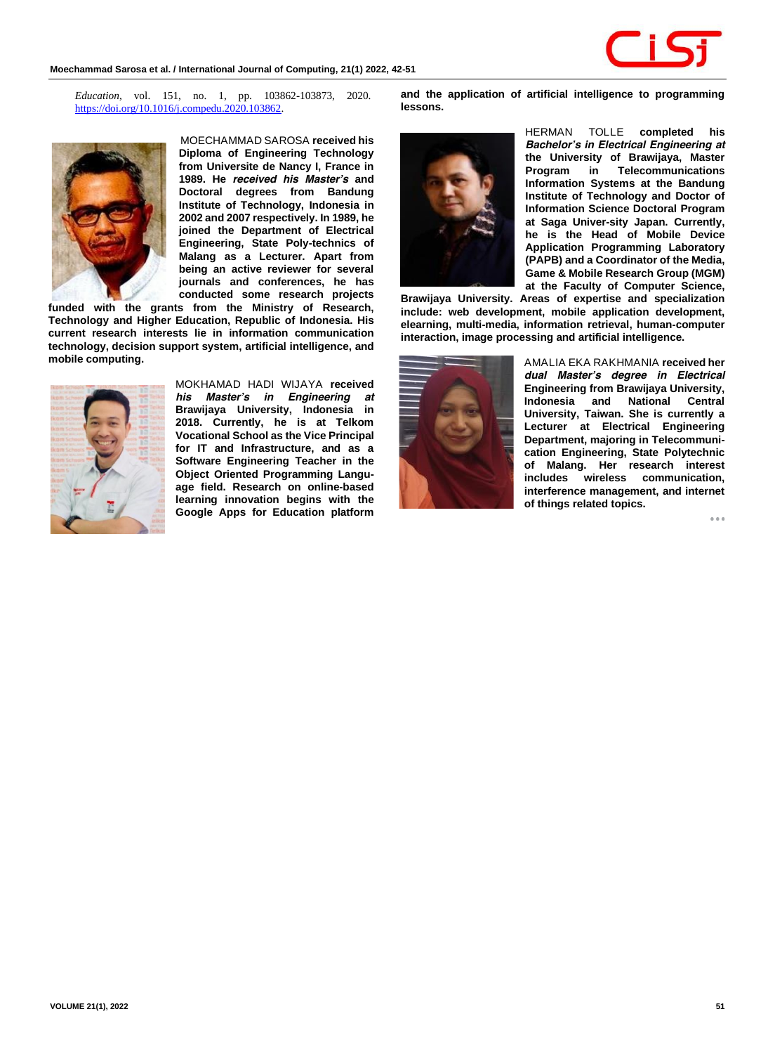*Education*, vol. 151, no. 1, pp. 103862-103873, 2020. https://doi.org/10.1016/j.compedu.2020.103862.

MOECHAMMAD SAROSA **received his Diploma of Engineering Technology from Universite de Nancy I, France in 1989. He *received his Master's* and Doctoral degrees from Bandung Institute of Technology, Indonesia in 2002 and 2007 respectively. In 1989, he joined the Department of Electrical Engineering, State Poly-technics of Malang as a Lecturer. Apart from being an active reviewer for several journals and conferences, he has conducted some research projects funded with the grants from the Ministry of Research, Technology and Higher Education, Republic of Indonesia. His current research interests lie in information communication technology, decision support system, artificial intelligence, and mobile computing.**

MOKHAMAD HADI WIJAYA **received *his Master's in Engineering at* Brawijaya University, Indonesia in 2018. Currently, he is at Telkom Vocational School as the Vice Principal for IT and Infrastructure, and as a Software Engineering Teacher in the Object Oriented Programming Langu-age field. Research on online-based learning innovation begins with the Google Apps for Education platform and the application of artificial intelligence to programming lessons.**

HERMAN TOLLE **completed his *Bachelor's in Electrical Engineering at* the University of Brawijaya, Master Program in Telecommunications Information Systems at the Bandung Institute of Technology and Doctor of Information Science Doctoral Program at Saga Univer-sity Japan. Currently, he is the Head of Mobile Device Application Programming Laboratory (PAPB) and a Coordinator of the Media, Game & Mobile Research Group (MGM) at the Faculty of Computer Science, Brawijaya University. Areas of expertise and specialization include: web development, mobile application development, elearning, multi-media, information retrieval, human-computer interaction, image processing and artificial intelligence.**

AMALIA EKA RAKHMANIA **received her *dual Master's degree in Electrical* Engineering from Brawijaya University, Indonesia and National Central University, Taiwan. She is currently a Lecturer at Electrical Engineering Department, majoring in Telecommuni-cation Engineering, State Polytechnic of Malang. Her research interest includes wireless communication, interference management, and internet of things related topics.**